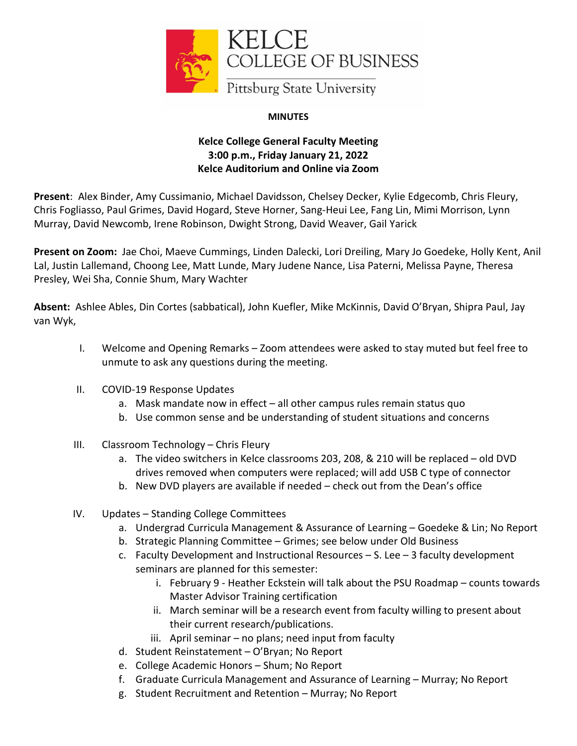KELCE COLLEGE OF BUSINESS

Pittsburg State University

**MINUTES**

**Kelce College General Faculty Meeting**
**3:00 p.m., Friday January 21, 2022**
**Kelce Auditorium and Online via Zoom**

**Present**: Alex Binder, Amy Cussimanio, Michael Davidsson, Chelsey Decker, Kylie Edgecomb, Chris Fleury, Chris Fogliasso, Paul Grimes, David Hogard, Steve Horner, Sang-Heui Lee, Fang Lin, Mimi Morrison, Lynn Murray, David Newcomb, Irene Robinson, Dwight Strong, David Weaver, Gail Yarick

**Present on Zoom:** Jae Choi, Maeve Cummings, Linden Dalecki, Lori Dreiling, Mary Jo Goedeke, Holly Kent, Anil Lal, Justin Lallemand, Choong Lee, Matt Lunde, Mary Judene Nance, Lisa Paterni, Melissa Payne, Theresa Presley, Wei Sha, Connie Shum, Mary Wachter

**Absent:** Ashlee Ables, Din Cortes (sabbatical), John Kuefler, Mike McKinnis, David O'Bryan, Shipra Paul, Jay van Wyk,

I. Welcome and Opening Remarks – Zoom attendees were asked to stay muted but feel free to unmute to ask any questions during the meeting.

II. COVID-19 Response Updates
   a. Mask mandate now in effect – all other campus rules remain status quo
   b. Use common sense and be understanding of student situations and concerns

III. Classroom Technology – Chris Fleury
   a. The video switchers in Kelce classrooms 203, 208, & 210 will be replaced – old DVD drives removed when computers were replaced; will add USB C type of connector
   b. New DVD players are available if needed – check out from the Dean's office

IV. Updates – Standing College Committees
   a. Undergrad Curricula Management & Assurance of Learning – Goedeke & Lin; No Report
   b. Strategic Planning Committee – Grimes; see below under Old Business
   c. Faculty Development and Instructional Resources – S. Lee – 3 faculty development seminars are planned for this semester:
      i. February 9 - Heather Eckstein will talk about the PSU Roadmap – counts towards Master Advisor Training certification
      ii. March seminar will be a research event from faculty willing to present about their current research/publications.
      iii. April seminar – no plans; need input from faculty
   d. Student Reinstatement – O'Bryan; No Report
   e. College Academic Honors – Shum; No Report
   f. Graduate Curricula Management and Assurance of Learning – Murray; No Report
   g. Student Recruitment and Retention – Murray; No Report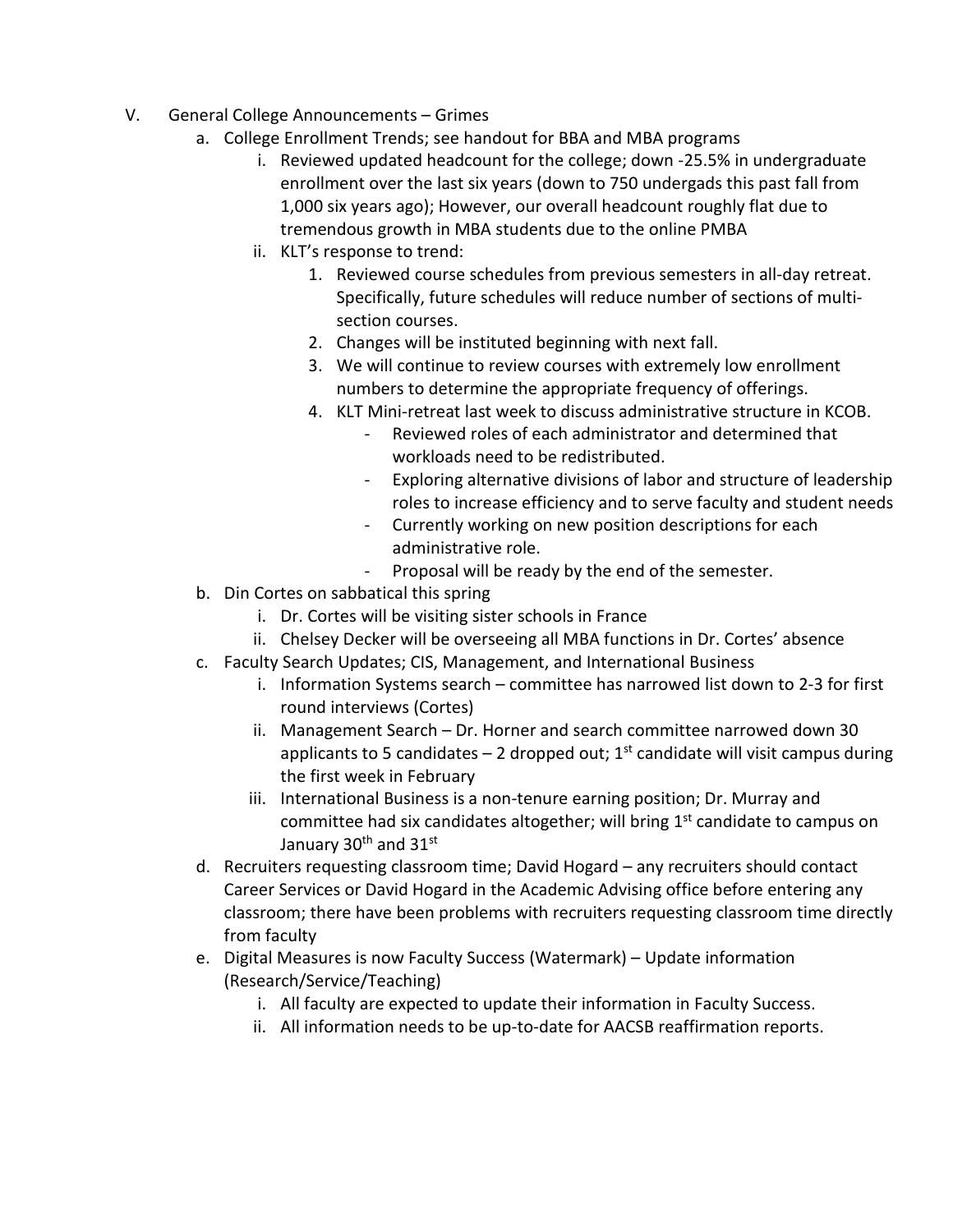V. General College Announcements – Grimes
   a. College Enrollment Trends; see handout for BBA and MBA programs
      i. Reviewed updated headcount for the college; down -25.5% in undergraduate enrollment over the last six years (down to 750 undergads this past fall from 1,000 six years ago); However, our overall headcount roughly flat due to tremendous growth in MBA students due to the online PMBA
      ii. KLT's response to trend:
         1. Reviewed course schedules from previous semesters in all-day retreat. Specifically, future schedules will reduce number of sections of multi-section courses.
         2. Changes will be instituted beginning with next fall.
         3. We will continue to review courses with extremely low enrollment numbers to determine the appropriate frequency of offerings.
         4. KLT Mini-retreat last week to discuss administrative structure in KCOB.
            - Reviewed roles of each administrator and determined that workloads need to be redistributed.
            - Exploring alternative divisions of labor and structure of leadership roles to increase efficiency and to serve faculty and student needs
            - Currently working on new position descriptions for each administrative role.
            - Proposal will be ready by the end of the semester.
   b. Din Cortes on sabbatical this spring
      i. Dr. Cortes will be visiting sister schools in France
      ii. Chelsey Decker will be overseeing all MBA functions in Dr. Cortes' absence
   c. Faculty Search Updates; CIS, Management, and International Business
      i. Information Systems search – committee has narrowed list down to 2-3 for first round interviews (Cortes)
      ii. Management Search – Dr. Horner and search committee narrowed down 30 applicants to 5 candidates – 2 dropped out; 1st candidate will visit campus during the first week in February
      iii. International Business is a non-tenure earning position; Dr. Murray and committee had six candidates altogether; will bring 1st candidate to campus on January 30th and 31st
   d. Recruiters requesting classroom time; David Hogard – any recruiters should contact Career Services or David Hogard in the Academic Advising office before entering any classroom; there have been problems with recruiters requesting classroom time directly from faculty
   e. Digital Measures is now Faculty Success (Watermark) – Update information (Research/Service/Teaching)
      i. All faculty are expected to update their information in Faculty Success.
      ii. All information needs to be up-to-date for AACSB reaffirmation reports.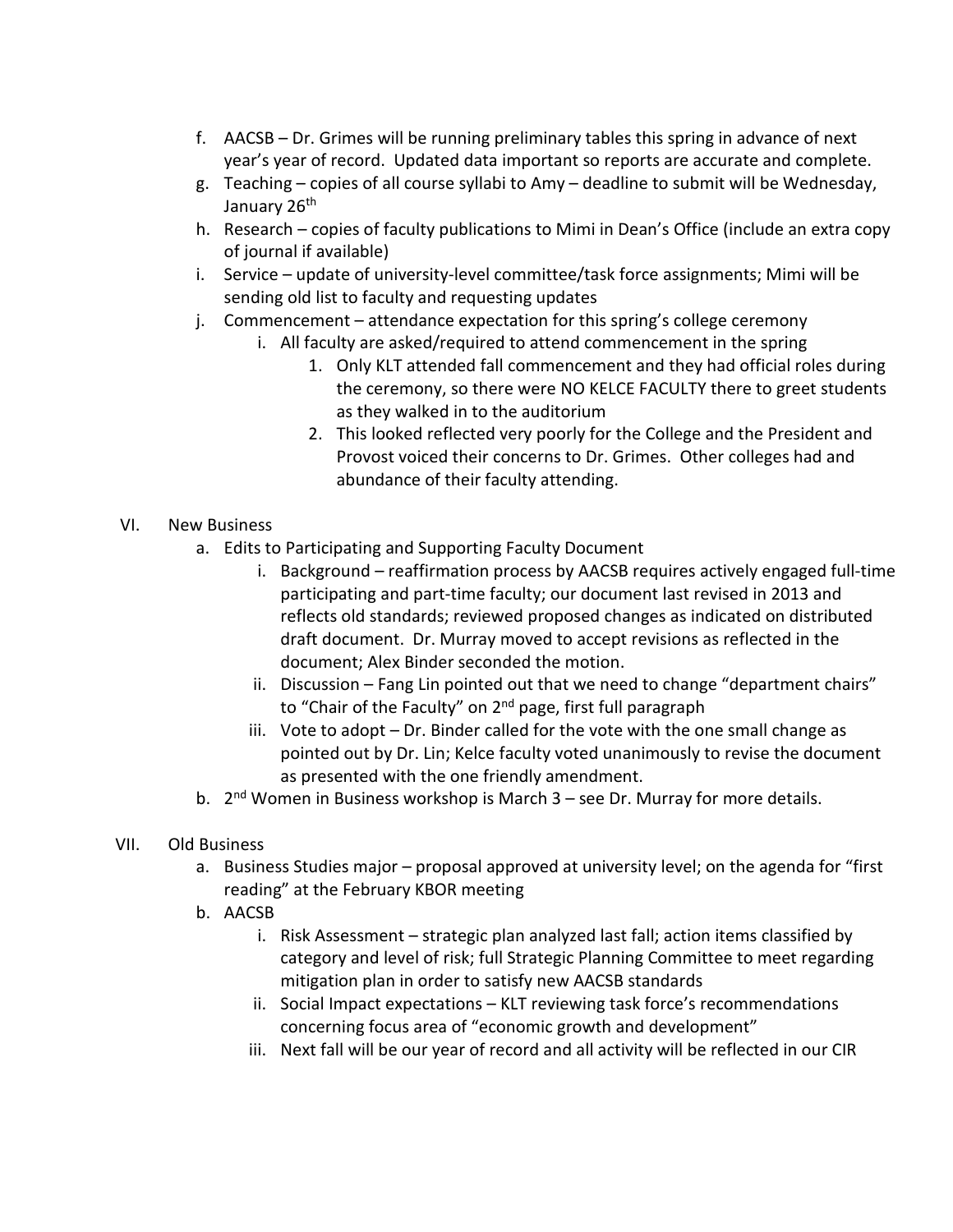f. AACSB – Dr. Grimes will be running preliminary tables this spring in advance of next year's year of record. Updated data important so reports are accurate and complete.

g. Teaching – copies of all course syllabi to Amy – deadline to submit will be Wednesday, January 26th

h. Research – copies of faculty publications to Mimi in Dean's Office (include an extra copy of journal if available)

i. Service – update of university-level committee/task force assignments; Mimi will be sending old list to faculty and requesting updates

j. Commencement – attendance expectation for this spring's college ceremony
   - i. All faculty are asked/required to attend commencement in the spring
     1. Only KLT attended fall commencement and they had official roles during the ceremony, so there were NO KELCE FACULTY there to greet students as they walked in to the auditorium
     2. This looked reflected very poorly for the College and the President and Provost voiced their concerns to Dr. Grimes. Other colleges had and abundance of their faculty attending.

VI. New Business

a. Edits to Participating and Supporting Faculty Document
   - i. Background – reaffirmation process by AACSB requires actively engaged full-time participating and part-time faculty; our document last revised in 2013 and reflects old standards; reviewed proposed changes as indicated on distributed draft document. Dr. Murray moved to accept revisions as reflected in the document; Alex Binder seconded the motion.
   - ii. Discussion – Fang Lin pointed out that we need to change "department chairs" to "Chair of the Faculty" on 2nd page, first full paragraph
   - iii. Vote to adopt – Dr. Binder called for the vote with the one small change as pointed out by Dr. Lin; Kelce faculty voted unanimously to revise the document as presented with the one friendly amendment.

b. 2nd Women in Business workshop is March 3 – see Dr. Murray for more details.

VII. Old Business

a. Business Studies major – proposal approved at university level; on the agenda for "first reading" at the February KBOR meeting

b. AACSB
   - i. Risk Assessment – strategic plan analyzed last fall; action items classified by category and level of risk; full Strategic Planning Committee to meet regarding mitigation plan in order to satisfy new AACSB standards
   - ii. Social Impact expectations – KLT reviewing task force's recommendations concerning focus area of "economic growth and development"
   - iii. Next fall will be our year of record and all activity will be reflected in our CIR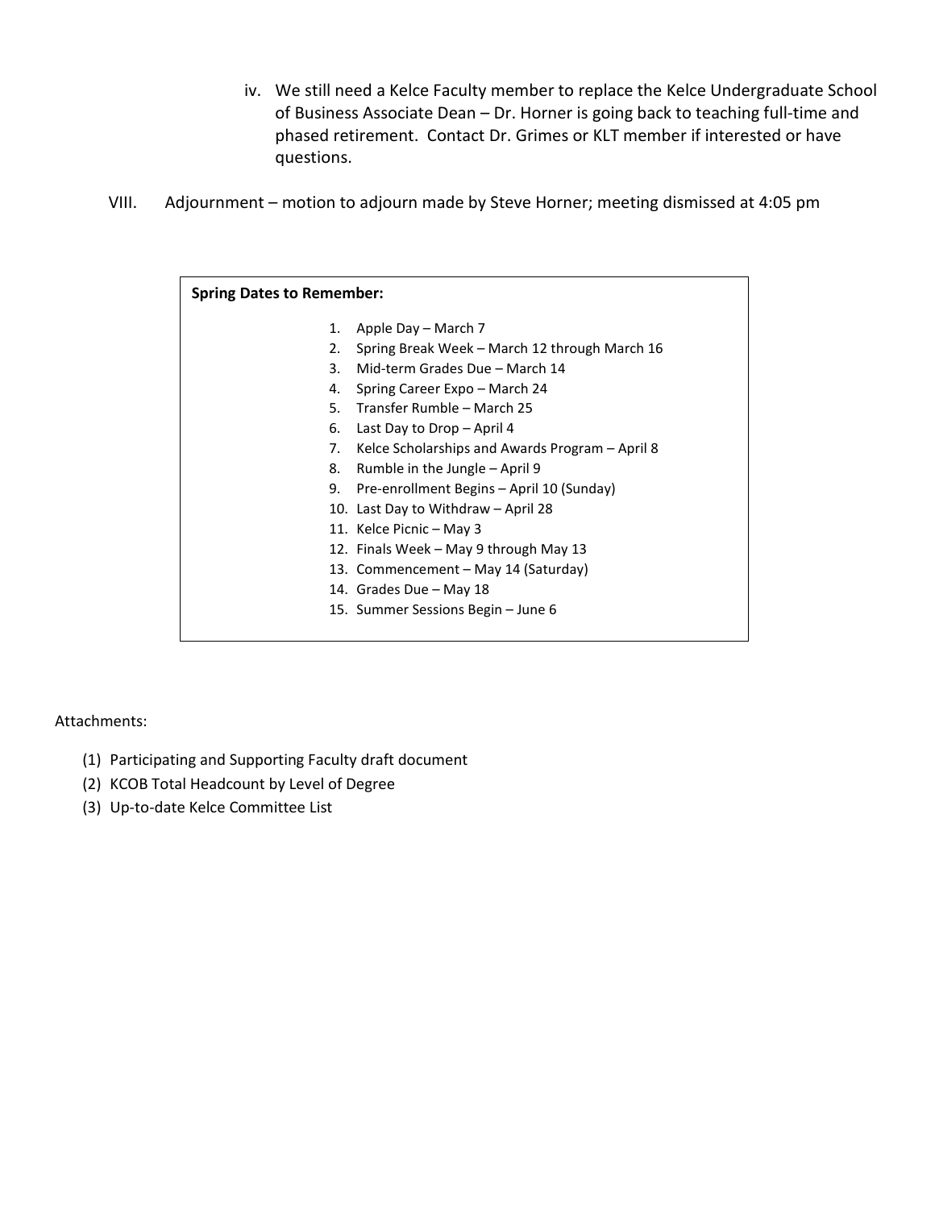iv. We still need a Kelce Faculty member to replace the Kelce Undergraduate School of Business Associate Dean – Dr. Horner is going back to teaching full-time and phased retirement. Contact Dr. Grimes or KLT member if interested or have questions.

VIII. Adjournment – motion to adjourn made by Steve Horner; meeting dismissed at 4:05 pm

**Spring Dates to Remember:**

1. Apple Day – March 7
2. Spring Break Week – March 12 through March 16
3. Mid-term Grades Due – March 14
4. Spring Career Expo – March 24
5. Transfer Rumble – March 25
6. Last Day to Drop – April 4
7. Kelce Scholarships and Awards Program – April 8
8. Rumble in the Jungle – April 9
9. Pre-enrollment Begins – April 10 (Sunday)
10. Last Day to Withdraw – April 28
11. Kelce Picnic – May 3
12. Finals Week – May 9 through May 13
13. Commencement – May 14 (Saturday)
14. Grades Due – May 18
15. Summer Sessions Begin – June 6

Attachments:

(1) Participating and Supporting Faculty draft document
(2) KCOB Total Headcount by Level of Degree
(3) Up-to-date Kelce Committee List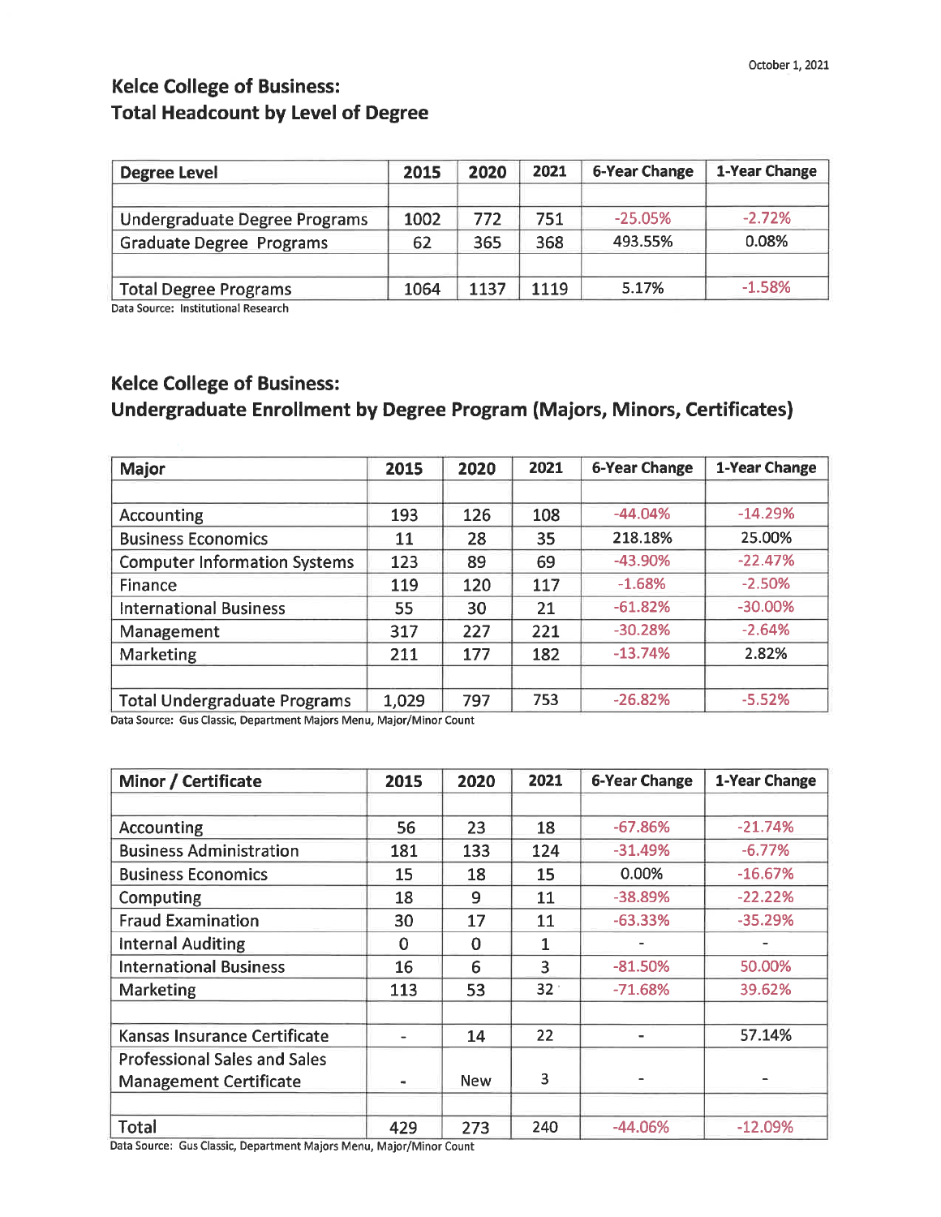October 1, 2021

## Kelce College of Business:
## Total Headcount by Level of Degree

| Degree Level | 2015 | 2020 | 2021 | 6-Year Change | 1-Year Change |
|---|---|---|---|---|---|
| | | | | | |
| Undergraduate Degree Programs | 1002 | 772 | 751 | -25.05% | -2.72% |
| Graduate Degree Programs | 62 | 365 | 368 | 493.55% | 0.08% |
| | | | | | |
| Total Degree Programs | 1064 | 1137 | 1119 | 5.17% | -1.58% |

Data Source: Institutional Research

## Kelce College of Business:
## Undergraduate Enrollment by Degree Program (Majors, Minors, Certificates)

| Major | 2015 | 2020 | 2021 | 6-Year Change | 1-Year Change |
|---|---|---|---|---|---|
| | | | | | |
| Accounting | 193 | 126 | 108 | -44.04% | -14.29% |
| Business Economics | 11 | 28 | 35 | 218.18% | 25.00% |
| Computer Information Systems | 123 | 89 | 69 | -43.90% | -22.47% |
| Finance | 119 | 120 | 117 | -1.68% | -2.50% |
| International Business | 55 | 30 | 21 | -61.82% | -30.00% |
| Management | 317 | 227 | 221 | -30.28% | -2.64% |
| Marketing | 211 | 177 | 182 | -13.74% | 2.82% |
| | | | | | |
| Total Undergraduate Programs | 1,029 | 797 | 753 | -26.82% | -5.52% |

Data Source: Gus Classic, Department Majors Menu, Major/Minor Count

| Minor / Certificate | 2015 | 2020 | 2021 | 6-Year Change | 1-Year Change |
|---|---|---|---|---|---|
| | | | | | |
| Accounting | 56 | 23 | 18 | -67.86% | -21.74% |
| Business Administration | 181 | 133 | 124 | -31.49% | -6.77% |
| Business Economics | 15 | 18 | 15 | 0.00% | -16.67% |
| Computing | 18 | 9 | 11 | -38.89% | -22.22% |
| Fraud Examination | 30 | 17 | 11 | -63.33% | -35.29% |
| Internal Auditing | 0 | 0 | 1 | - | - |
| International Business | 16 | 6 | 3 | -81.50% | 50.00% |
| Marketing | 113 | 53 | 32 | -71.68% | 39.62% |
| | | | | | |
| Kansas Insurance Certificate | - | 14 | 22 | - | 57.14% |
| Professional Sales and Sales Management Certificate | - | New | 3 | - | - |
| | | | | | |
| Total | 429 | 273 | 240 | -44.06% | -12.09% |

Data Source: Gus Classic, Department Majors Menu, Major/Minor Count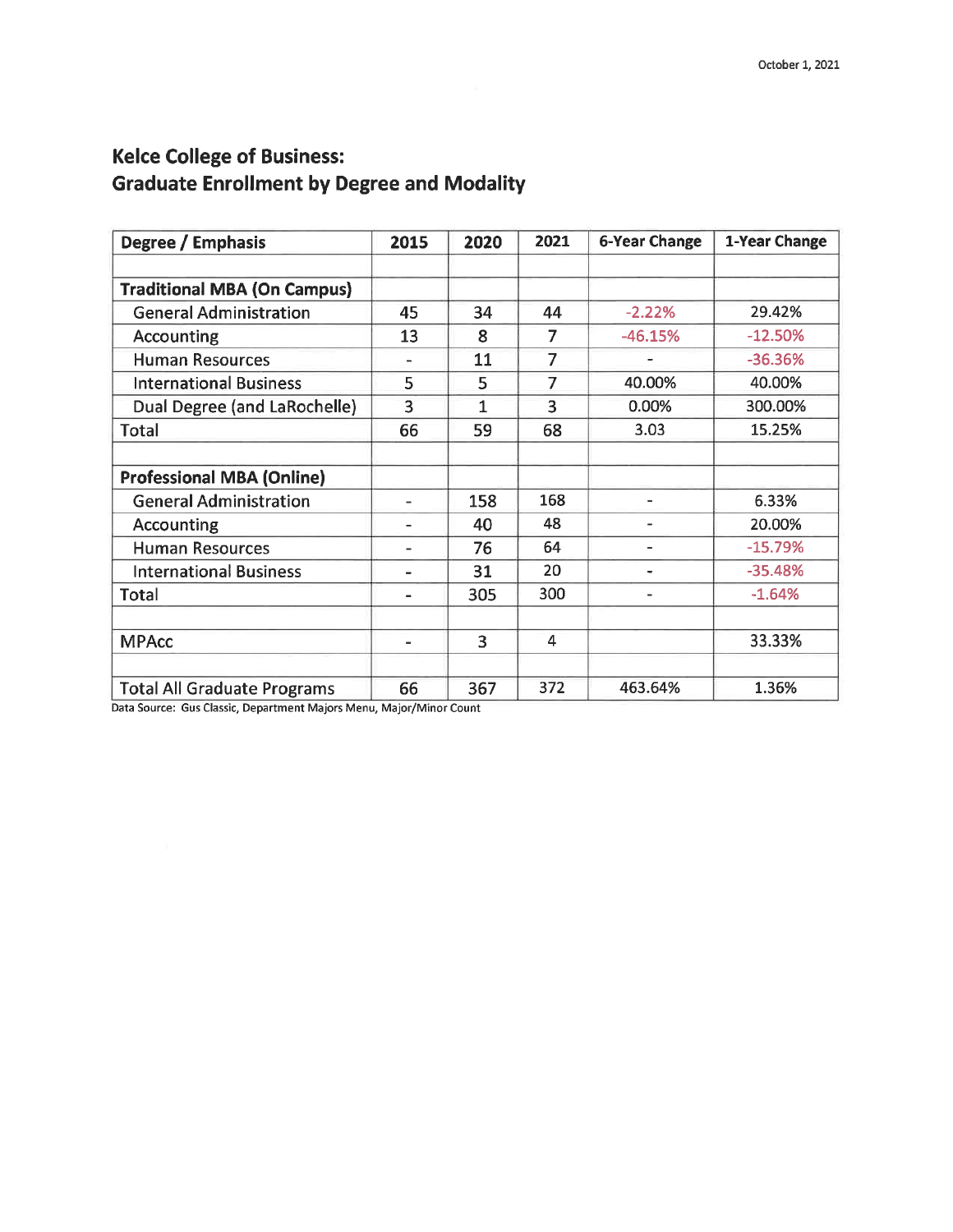October 1, 2021

## Kelce College of Business:
## Graduate Enrollment by Degree and Modality

| Degree / Emphasis | 2015 | 2020 | 2021 | 6-Year Change | 1-Year Change |
|---|---|---|---|---|---|
| | | | | | |
| **Traditional MBA (On Campus)** | | | | | |
| General Administration | 45 | 34 | 44 | -2.22% | 29.42% |
| Accounting | 13 | 8 | 7 | -46.15% | -12.50% |
| Human Resources | - | 11 | 7 | - | -36.36% |
| International Business | 5 | 5 | 7 | 40.00% | 40.00% |
| Dual Degree (and LaRochelle) | 3 | 1 | 3 | 0.00% | 300.00% |
| Total | 66 | 59 | 68 | 3.03 | 15.25% |
| | | | | | |
| **Professional MBA (Online)** | | | | | |
| General Administration | - | 158 | 168 | - | 6.33% |
| Accounting | - | 40 | 48 | - | 20.00% |
| Human Resources | - | 76 | 64 | - | -15.79% |
| International Business | - | 31 | 20 | - | -35.48% |
| Total | - | 305 | 300 | - | -1.64% |
| | | | | | |
| MPAcc | - | 3 | 4 | | 33.33% |
| | | | | | |
| Total All Graduate Programs | 66 | 367 | 372 | 463.64% | 1.36% |

Data Source: Gus Classic, Department Majors Menu, Major/Minor Count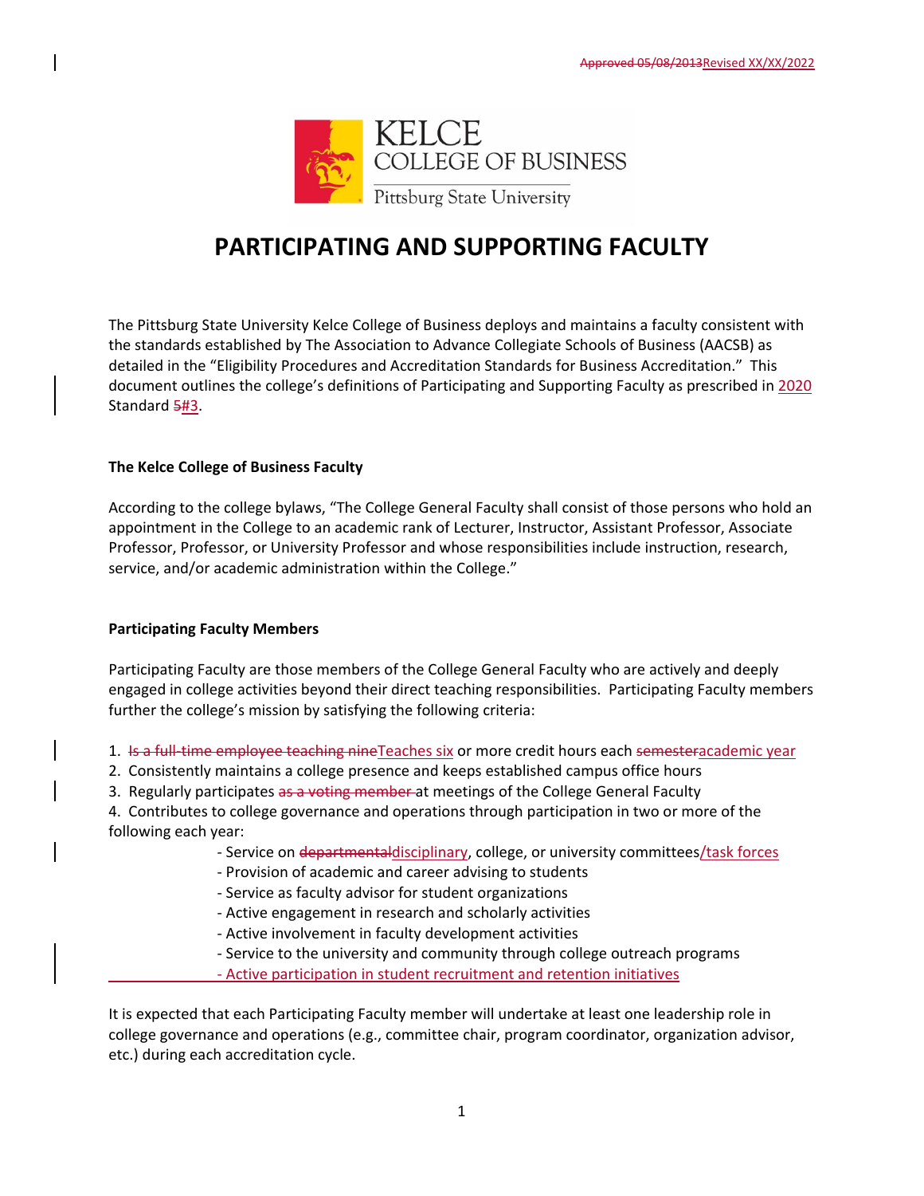~~Approved 05/08/2013~~Revised XX/XX/2022

KELCE COLLEGE OF BUSINESS
Pittsburg State University

# PARTICIPATING AND SUPPORTING FACULTY

The Pittsburg State University Kelce College of Business deploys and maintains a faculty consistent with the standards established by The Association to Advance Collegiate Schools of Business (AACSB) as detailed in the "Eligibility Procedures and Accreditation Standards for Business Accreditation." This document outlines the college's definitions of Participating and Supporting Faculty as prescribed in 2020 Standard ~~5~~#3.

**The Kelce College of Business Faculty**

According to the college bylaws, "The College General Faculty shall consist of those persons who hold an appointment in the College to an academic rank of Lecturer, Instructor, Assistant Professor, Associate Professor, Professor, or University Professor and whose responsibilities include instruction, research, service, and/or academic administration within the College."

**Participating Faculty Members**

Participating Faculty are those members of the College General Faculty who are actively and deeply engaged in college activities beyond their direct teaching responsibilities. Participating Faculty members further the college's mission by satisfying the following criteria:

1. ~~Is a full-time employee teaching nine~~Teaches six or more credit hours each ~~semester~~academic year
2. Consistently maintains a college presence and keeps established campus office hours
3. Regularly participates ~~as a voting member~~ at meetings of the College General Faculty
4. Contributes to college governance and operations through participation in two or more of the following each year:
   - Service on ~~departmental~~disciplinary, college, or university committees/task forces
   - Provision of academic and career advising to students
   - Service as faculty advisor for student organizations
   - Active engagement in research and scholarly activities
   - Active involvement in faculty development activities
   - Service to the university and community through college outreach programs
   - Active participation in student recruitment and retention initiatives

It is expected that each Participating Faculty member will undertake at least one leadership role in college governance and operations (e.g., committee chair, program coordinator, organization advisor, etc.) during each accreditation cycle.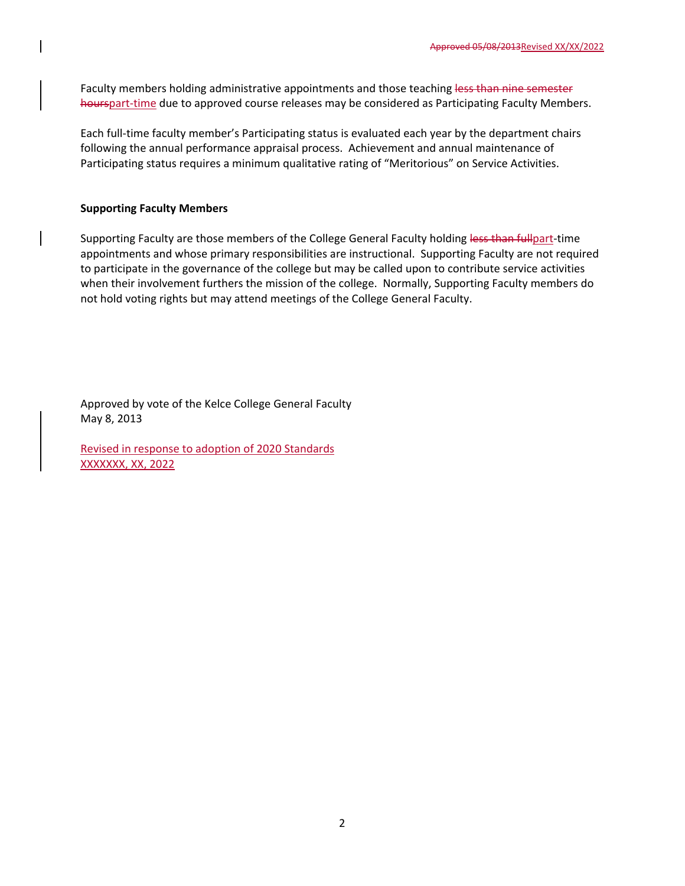Faculty members holding administrative appointments and those teaching ~~less than nine semester hours~~part-time due to approved course releases may be considered as Participating Faculty Members.

Each full-time faculty member's Participating status is evaluated each year by the department chairs following the annual performance appraisal process. Achievement and annual maintenance of Participating status requires a minimum qualitative rating of "Meritorious" on Service Activities.

**Supporting Faculty Members**

Supporting Faculty are those members of the College General Faculty holding ~~less than full~~part-time appointments and whose primary responsibilities are instructional. Supporting Faculty are not required to participate in the governance of the college but may be called upon to contribute service activities when their involvement furthers the mission of the college. Normally, Supporting Faculty members do not hold voting rights but may attend meetings of the College General Faculty.

Approved by vote of the Kelce College General Faculty
May 8, 2013

Revised in response to adoption of 2020 Standards
XXXXXXX, XX, 2022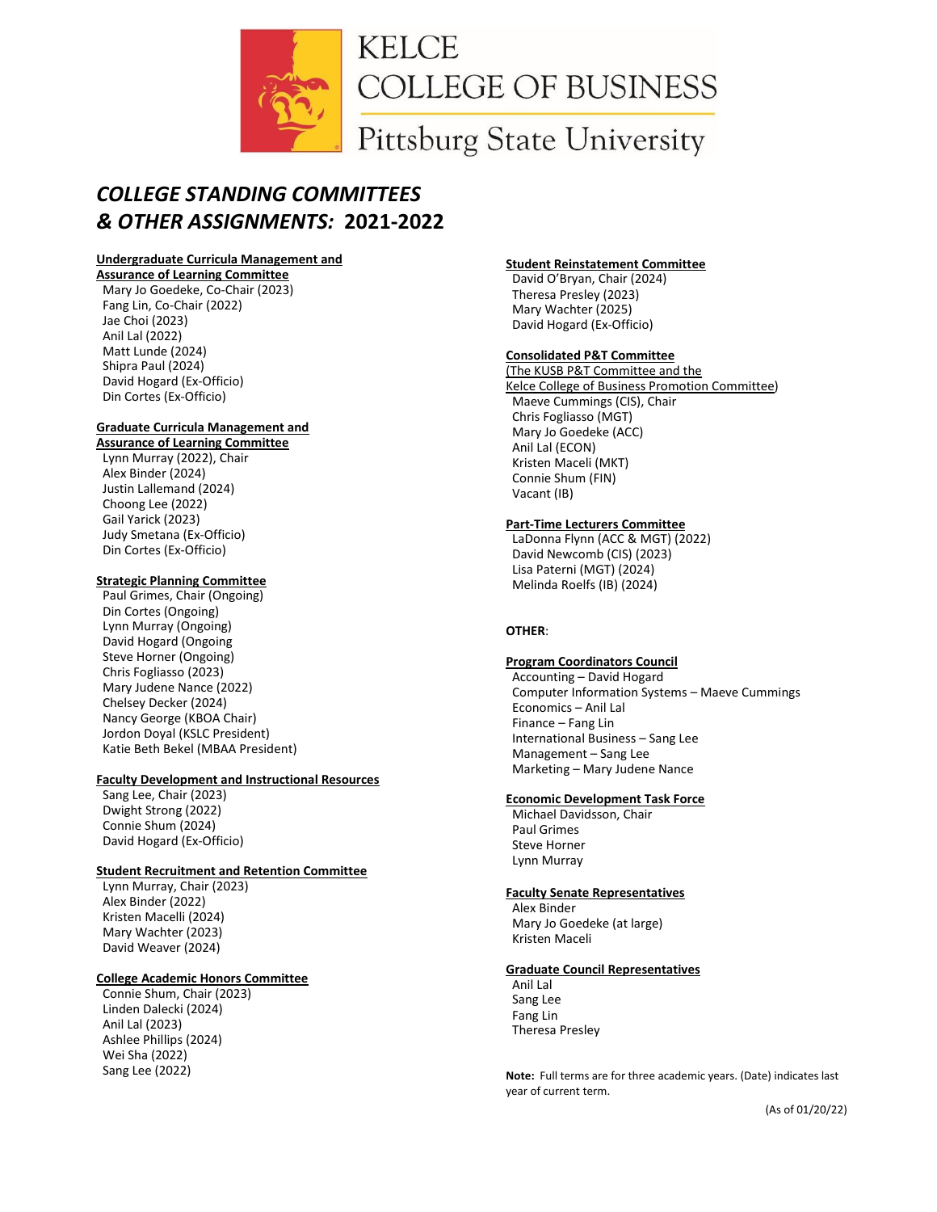KELCE
COLLEGE OF BUSINESS
Pittsburg State University

# *COLLEGE STANDING COMMITTEES & OTHER ASSIGNMENTS:* 2021-2022

**Undergraduate Curricula Management and Assurance of Learning Committee**

Mary Jo Goedeke, Co-Chair (2023)
Fang Lin, Co-Chair (2022)
Jae Choi (2023)
Anil Lal (2022)
Matt Lunde (2024)
Shipra Paul (2024)
David Hogard (Ex-Officio)
Din Cortes (Ex-Officio)

**Graduate Curricula Management and Assurance of Learning Committee**

Lynn Murray (2022), Chair
Alex Binder (2024)
Justin Lallemand (2024)
Choong Lee (2022)
Gail Yarick (2023)
Judy Smetana (Ex-Officio)
Din Cortes (Ex-Officio)

**Strategic Planning Committee**

Paul Grimes, Chair (Ongoing)
Din Cortes (Ongoing)
Lynn Murray (Ongoing)
David Hogard (Ongoing
Steve Horner (Ongoing)
Chris Fogliasso (2023)
Mary Judene Nance (2022)
Chelsey Decker (2024)
Nancy George (KBOA Chair)
Jordon Doyal (KSLC President)
Katie Beth Bekel (MBAA President)

**Faculty Development and Instructional Resources**

Sang Lee, Chair (2023)
Dwight Strong (2022)
Connie Shum (2024)
David Hogard (Ex-Officio)

**Student Recruitment and Retention Committee**

Lynn Murray, Chair (2023)
Alex Binder (2022)
Kristen Macelli (2024)
Mary Wachter (2023)
David Weaver (2024)

**College Academic Honors Committee**

Connie Shum, Chair (2023)
Linden Dalecki (2024)
Anil Lal (2023)
Ashlee Phillips (2024)
Wei Sha (2022)
Sang Lee (2022)

**Student Reinstatement Committee**

David O'Bryan, Chair (2024)
Theresa Presley (2023)
Mary Wachter (2025)
David Hogard (Ex-Officio)

**Consolidated P&T Committee (The KUSB P&T Committee and the Kelce College of Business Promotion Committee)**

Maeve Cummings (CIS), Chair
Chris Fogliasso (MGT)
Mary Jo Goedeke (ACC)
Anil Lal (ECON)
Kristen Maceli (MKT)
Connie Shum (FIN)
Vacant (IB)

**Part-Time Lecturers Committee**

LaDonna Flynn (ACC & MGT) (2022)
David Newcomb (CIS) (2023)
Lisa Paterni (MGT) (2024)
Melinda Roelfs (IB) (2024)

**OTHER**:

**Program Coordinators Council**

Accounting – David Hogard
Computer Information Systems – Maeve Cummings
Economics – Anil Lal
Finance – Fang Lin
International Business – Sang Lee
Management – Sang Lee
Marketing – Mary Judene Nance

**Economic Development Task Force**

Michael Davidsson, Chair
Paul Grimes
Steve Horner
Lynn Murray

**Faculty Senate Representatives**

Alex Binder
Mary Jo Goedeke (at large)
Kristen Maceli

**Graduate Council Representatives**

Anil Lal
Sang Lee
Fang Lin
Theresa Presley

**Note:** Full terms are for three academic years. (Date) indicates last year of current term.

(As of 01/20/22)